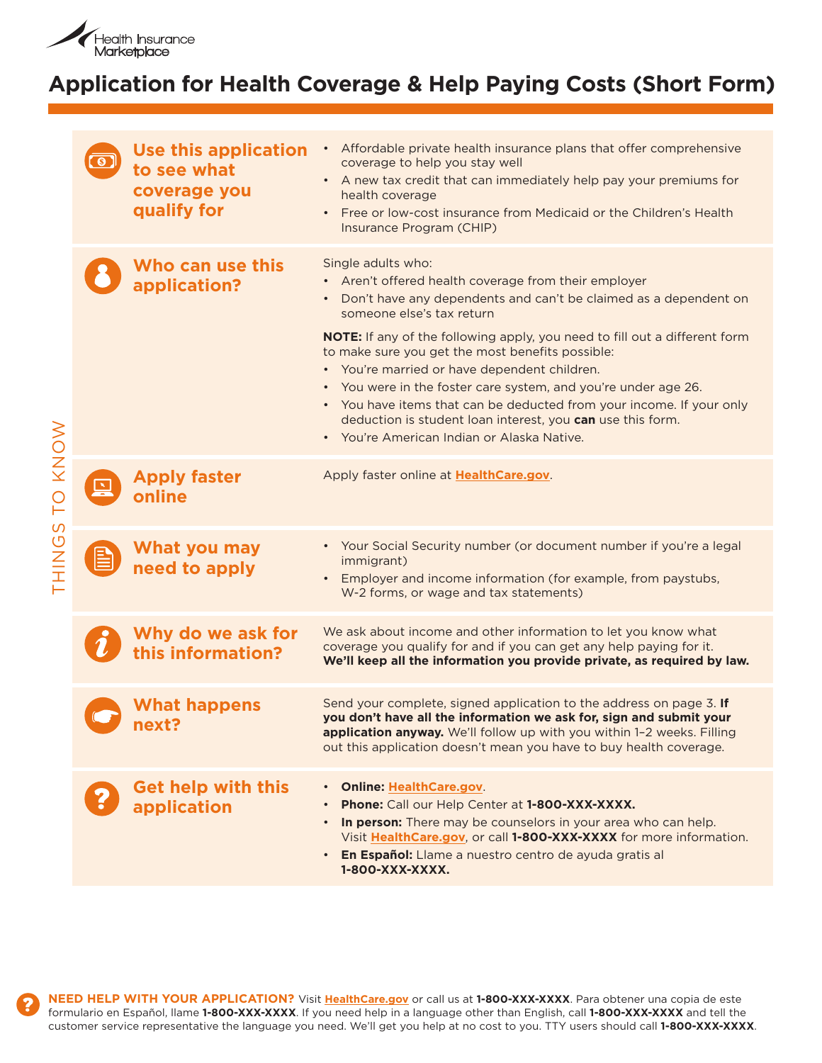Health Insurance Marketplace

# Application for Health Coverage & Help Paying Costs (Short Form)

THINGS TO KNOW

## Use this application to see what coverage you qualify for

- Affordable private health insurance plans that offer comprehensive coverage to help you stay well
- A new tax credit that can immediately help pay your premiums for health coverage
- Free or low-cost insurance from Medicaid or the Children's Health Insurance Program (CHIP)

## Who can use this application?

Single adults who:

- Aren't offered health coverage from their employer
- Don't have any dependents and can't be claimed as a dependent on someone else's tax return

**NOTE:** If any of the following apply, you need to fill out a different form to make sure you get the most benefits possible:

- You're married or have dependent children.
- You were in the foster care system, and you're under age 26.
- You have items that can be deducted from your income. If your only deduction is student loan interest, you **can** use this form.
- You're American Indian or Alaska Native.

## Apply faster online

Apply faster online at **HealthCare.gov**.

## What you may need to apply

- Your Social Security number (or document number if you're a legal immigrant)
- Employer and income information (for example, from paystubs, W-2 forms, or wage and tax statements)

## Why do we ask for this information?

We ask about income and other information to let you know what coverage you qualify for and if you can get any help paying for it. **We'll keep all the information you provide private, as required by law.**

## What happens next?

Send your complete, signed application to the address on page 3. **If you don't have all the information we ask for, sign and submit your application anyway.** We'll follow up with you within 1–2 weeks. Filling out this application doesn't mean you have to buy health coverage.

## Get help with this application

- **Online:** **HealthCare.gov**.
- **Phone:** Call our Help Center at **1-800-XXX-XXXX.**
- **In person:** There may be counselors in your area who can help. Visit **HealthCare.gov**, or call **1-800-XXX-XXXX** for more information.
- **En Español:** Llame a nuestro centro de ayuda gratis al **1-800-XXX-XXXX.**

**NEED HELP WITH YOUR APPLICATION?** Visit **HealthCare.gov** or call us at **1-800-XXX-XXXX**. Para obtener una copia de este formulario en Español, llame **1-800-XXX-XXXX**. If you need help in a language other than English, call **1-800-XXX-XXXX** and tell the customer service representative the language you need. We'll get you help at no cost to you. TTY users should call **1-800-XXX-XXXX**.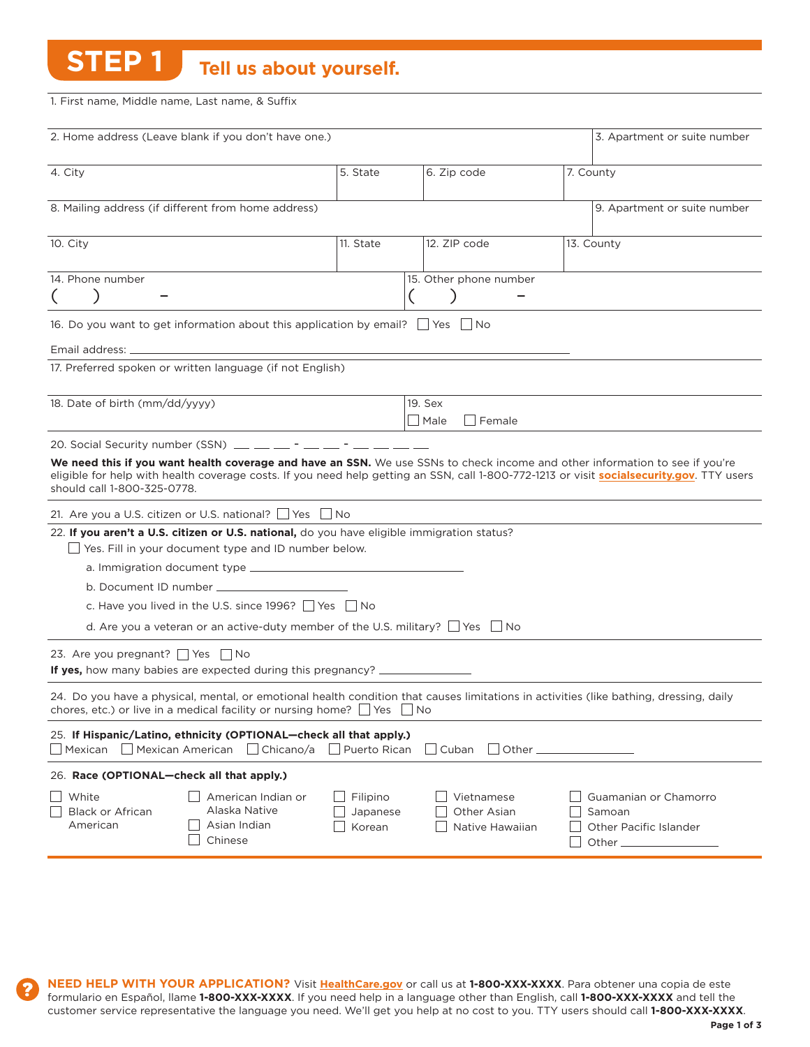# STEP 1 Tell us about yourself.

1. First name, Middle name, Last name, & Suffix

| 2. Home address (Leave blank if you don't have one.) | | | 3. Apartment or suite number |
|---|---|---|---|
| 4. City | 5. State | 6. Zip code | 7. County |
| 8. Mailing address (if different from home address) | | | 9. Apartment or suite number |
| 10. City | 11. State | 12. ZIP code | 13. County |

| 14. Phone number | 15. Other phone number |
|---|---|
| (    )       – | (    )       – |

16. Do you want to get information about this application by email? ☐ Yes ☐ No

Email address: ______________________________

17. Preferred spoken or written language (if not English)

| 18. Date of birth (mm/dd/yyyy) | 19. Sex ☐ Male ☐ Female |
|---|---|

20. Social Security number (SSN) ___ ___ ___ - ___ ___ - ___ ___ ___ ___

**We need this if you want health coverage and have an SSN.** We use SSNs to check income and other information to see if you're eligible for help with health coverage costs. If you need help getting an SSN, call 1-800-772-1213 or visit socialsecurity.gov. TTY users should call 1-800-325-0778.

21. Are you a U.S. citizen or U.S. national? ☐ Yes ☐ No

22. **If you aren't a U.S. citizen or U.S. national,** do you have eligible immigration status?

☐ Yes. Fill in your document type and ID number below.

a. Immigration document type ______________________________

b. Document ID number ______________________

c. Have you lived in the U.S. since 1996? ☐ Yes ☐ No

d. Are you a veteran or an active-duty member of the U.S. military? ☐ Yes ☐ No

23. Are you pregnant? ☐ Yes ☐ No

**If yes,** how many babies are expected during this pregnancy? ____________

24. Do you have a physical, mental, or emotional health condition that causes limitations in activities (like bathing, dressing, daily chores, etc.) or live in a medical facility or nursing home? ☐ Yes ☐ No

25. **If Hispanic/Latino, ethnicity (OPTIONAL—check all that apply.)**

☐ Mexican ☐ Mexican American ☐ Chicano/a ☐ Puerto Rican ☐ Cuban ☐ Other ____________

26. **Race (OPTIONAL—check all that apply.)**

☐ White
☐ Black or African American
☐ American Indian or Alaska Native
☐ Asian Indian
☐ Chinese
☐ Filipino
☐ Japanese
☐ Korean
☐ Vietnamese
☐ Other Asian
☐ Native Hawaiian
☐ Guamanian or Chamorro
☐ Samoan
☐ Other Pacific Islander
☐ Other ____________

**NEED HELP WITH YOUR APPLICATION?** Visit HealthCare.gov or call us at **1-800-XXX-XXXX**. Para obtener una copia de este formulario en Español, llame **1-800-XXX-XXXX**. If you need help in a language other than English, call **1-800-XXX-XXXX** and tell the customer service representative the language you need. We'll get you help at no cost to you. TTY users should call **1-800-XXX-XXXX**.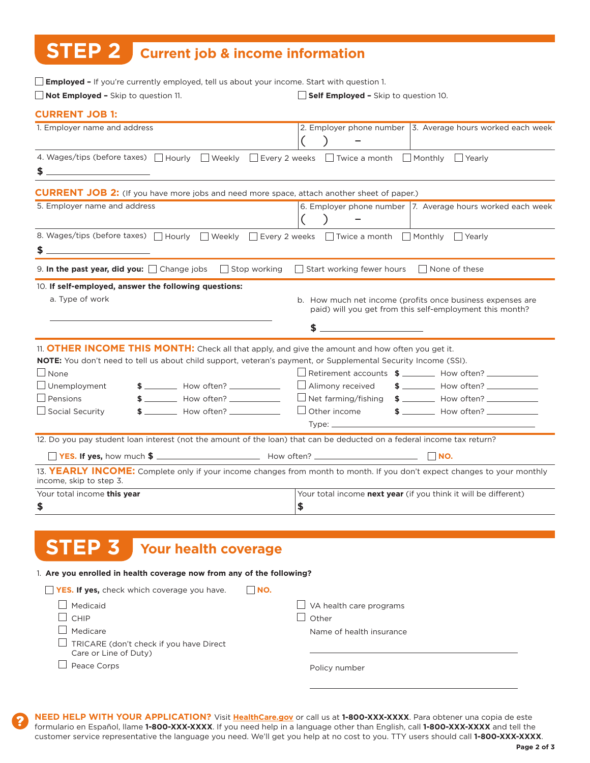# STEP 2 Current job & income information

☐ **Employed –** If you're currently employed, tell us about your income. Start with question 1.

☐ **Not Employed –** Skip to question 11.

☐ **Self Employed –** Skip to question 10.

## CURRENT JOB 1:

| 1. Employer name and address | 2. Employer phone number<br>(   )   – | 3. Average hours worked each week |
|---|---|---|

4. Wages/tips (before taxes) ☐ Hourly ☐ Weekly ☐ Every 2 weeks ☐ Twice a month ☐ Monthly ☐ Yearly

$ ____________

## CURRENT JOB 2: (If you have more jobs and need more space, attach another sheet of paper.)

| 5. Employer name and address | 6. Employer phone number<br>(   )   – | 7. Average hours worked each week |
|---|---|---|

8. Wages/tips (before taxes) ☐ Hourly ☐ Weekly ☐ Every 2 weeks ☐ Twice a month ☐ Monthly ☐ Yearly

$ ____________

9. **In the past year, did you:** ☐ Change jobs ☐ Stop working ☐ Start working fewer hours ☐ None of these

10. **If self-employed, answer the following questions:**

a. Type of work

____________________________

b. How much net income (profits once business expenses are paid) will you get from this self-employment this month?

$ ____________

11. **OTHER INCOME THIS MONTH:** Check all that apply, and give the amount and how often you get it.

**NOTE:** You don't need to tell us about child support, veteran's payment, or Supplemental Security Income (SSI).

☐ None

☐ Unemployment $ _______ How often? _________

☐ Pensions $ _______ How often? _________

☐ Social Security $ _______ How often? _________

☐ Retirement accounts $ _______ How often? _________

☐ Alimony received $ _______ How often? _________

☐ Net farming/fishing $ _______ How often? _________

☐ Other income $ _______ How often? _________

Type: ____________________________

12. Do you pay student loan interest (not the amount of the loan) that can be deducted on a federal income tax return?

☐ **YES. If yes,** how much $ ____________ How often? ____________ ☐ **NO.**

13. **YEARLY INCOME:** Complete only if your income changes from month to month. If you don't expect changes to your monthly income, skip to step 3.

| Your total income **this year** | Your total income **next year** (if you think it will be different) |
|---|---|
| $ | $ |

# STEP 3 Your health coverage

1. **Are you enrolled in health coverage now from any of the following?**

☐ **YES. If yes,** check which coverage you have. ☐ **NO.**

☐ Medicaid

☐ CHIP

☐ Medicare

☐ TRICARE (don't check if you have Direct Care or Line of Duty)

☐ Peace Corps

☐ VA health care programs

☐ Other

Name of health insurance

____________________________

Policy number

____________________________

**NEED HELP WITH YOUR APPLICATION?** Visit **HealthCare.gov** or call us at **1-800-XXX-XXXX**. Para obtener una copia de este formulario en Español, llame **1-800-XXX-XXXX**. If you need help in a language other than English, call **1-800-XXX-XXXX** and tell the customer service representative the language you need. We'll get you help at no cost to you. TTY users should call **1-800-XXX-XXXX**.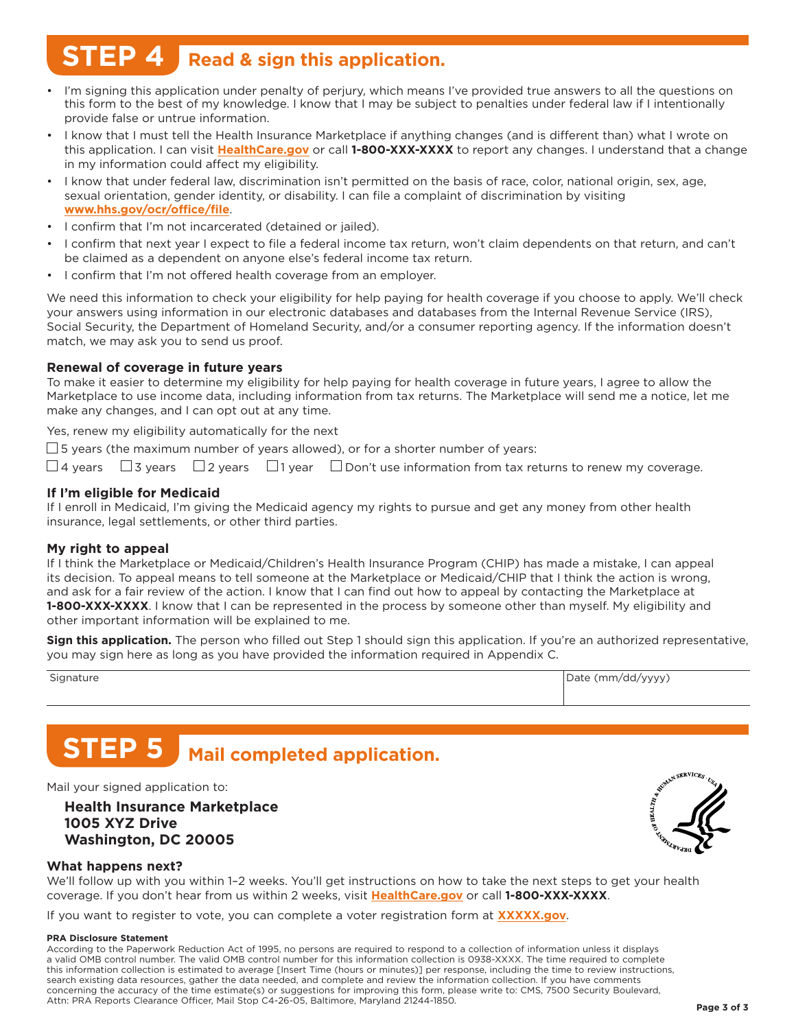## STEP 4 Read & sign this application.

- I'm signing this application under penalty of perjury, which means I've provided true answers to all the questions on this form to the best of my knowledge. I know that I may be subject to penalties under federal law if I intentionally provide false or untrue information.
- I know that I must tell the Health Insurance Marketplace if anything changes (and is different than) what I wrote on this application. I can visit **HealthCare.gov** or call **1-800-XXX-XXXX** to report any changes. I understand that a change in my information could affect my eligibility.
- I know that under federal law, discrimination isn't permitted on the basis of race, color, national origin, sex, age, sexual orientation, gender identity, or disability. I can file a complaint of discrimination by visiting **www.hhs.gov/ocr/office/file**.
- I confirm that I'm not incarcerated (detained or jailed).
- I confirm that next year I expect to file a federal income tax return, won't claim dependents on that return, and can't be claimed as a dependent on anyone else's federal income tax return.
- I confirm that I'm not offered health coverage from an employer.

We need this information to check your eligibility for help paying for health coverage if you choose to apply. We'll check your answers using information in our electronic databases and databases from the Internal Revenue Service (IRS), Social Security, the Department of Homeland Security, and/or a consumer reporting agency. If the information doesn't match, we may ask you to send us proof.

### Renewal of coverage in future years

To make it easier to determine my eligibility for help paying for health coverage in future years, I agree to allow the Marketplace to use income data, including information from tax returns. The Marketplace will send me a notice, let me make any changes, and I can opt out at any time.

Yes, renew my eligibility automatically for the next

☐ 5 years (the maximum number of years allowed), or for a shorter number of years:

☐ 4 years ☐ 3 years ☐ 2 years ☐ 1 year ☐ Don't use information from tax returns to renew my coverage.

### If I'm eligible for Medicaid

If I enroll in Medicaid, I'm giving the Medicaid agency my rights to pursue and get any money from other health insurance, legal settlements, or other third parties.

### My right to appeal

If I think the Marketplace or Medicaid/Children's Health Insurance Program (CHIP) has made a mistake, I can appeal its decision. To appeal means to tell someone at the Marketplace or Medicaid/CHIP that I think the action is wrong, and ask for a fair review of the action. I know that I can find out how to appeal by contacting the Marketplace at **1-800-XXX-XXXX**. I know that I can be represented in the process by someone other than myself. My eligibility and other important information will be explained to me.

**Sign this application.** The person who filled out Step 1 should sign this application. If you're an authorized representative, you may sign here as long as you have provided the information required in Appendix C.

| Signature | Date (mm/dd/yyyy) |
|---|---|
| | |

## STEP 5 Mail completed application.

Mail your signed application to:

**Health Insurance Marketplace**
**1005 XYZ Drive**
**Washington, DC 20005**

### What happens next?

We'll follow up with you within 1–2 weeks. You'll get instructions on how to take the next steps to get your health coverage. If you don't hear from us within 2 weeks, visit **HealthCare.gov** or call **1-800-XXX-XXXX**.

If you want to register to vote, you can complete a voter registration form at **XXXXX.gov**.

**PRA Disclosure Statement**

According to the Paperwork Reduction Act of 1995, no persons are required to respond to a collection of information unless it displays a valid OMB control number. The valid OMB control number for this information collection is 0938-XXXX. The time required to complete this information collection is estimated to average [Insert Time (hours or minutes)] per response, including the time to review instructions, search existing data resources, gather the data needed, and complete and review the information collection. If you have comments concerning the accuracy of the time estimate(s) or suggestions for improving this form, please write to: CMS, 7500 Security Boulevard, Attn: PRA Reports Clearance Officer, Mail Stop C4-26-05, Baltimore, Maryland 21244-1850.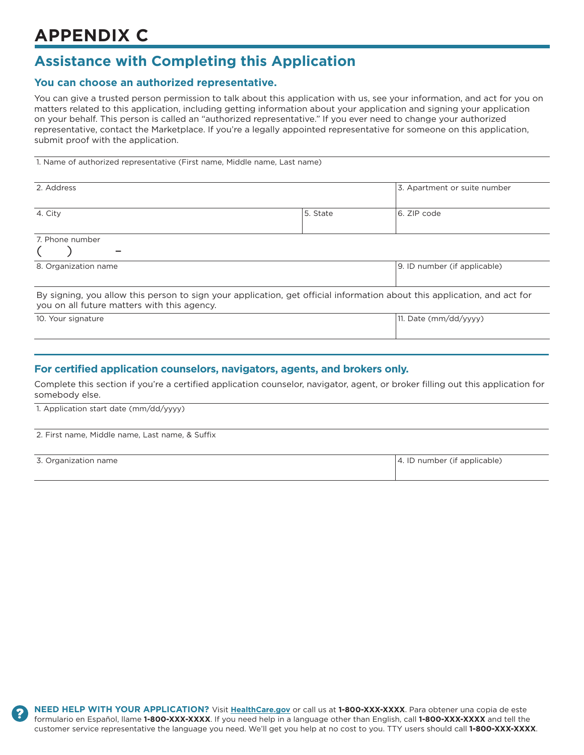# APPENDIX C

## Assistance with Completing this Application

### You can choose an authorized representative.

You can give a trusted person permission to talk about this application with us, see your information, and act for you on matters related to this application, including getting information about your application and signing your application on your behalf. This person is called an "authorized representative." If you ever need to change your authorized representative, contact the Marketplace. If you're a legally appointed representative for someone on this application, submit proof with the application.

| | | |
|---|---|---|
| 1. Name of authorized representative (First name, Middle name, Last name) | | |
| 2. Address | | 3. Apartment or suite number |
| 4. City | 5. State | 6. ZIP code |
| 7. Phone number ( ) – | | |
| 8. Organization name | | 9. ID number (if applicable) |

By signing, you allow this person to sign your application, get official information about this application, and act for you on all future matters with this agency.

| | |
|---|---|
| 10. Your signature | 11. Date (mm/dd/yyyy) |

### For certified application counselors, navigators, agents, and brokers only.

Complete this section if you're a certified application counselor, navigator, agent, or broker filling out this application for somebody else.

| | |
|---|---|
| 1. Application start date (mm/dd/yyyy) | |
| 2. First name, Middle name, Last name, & Suffix | |
| 3. Organization name | 4. ID number (if applicable) |

**NEED HELP WITH YOUR APPLICATION?** Visit **HealthCare.gov** or call us at **1-800-XXX-XXXX**. Para obtener una copia de este formulario en Español, llame **1-800-XXX-XXXX**. If you need help in a language other than English, call **1-800-XXX-XXXX** and tell the customer service representative the language you need. We'll get you help at no cost to you. TTY users should call **1-800-XXX-XXXX**.